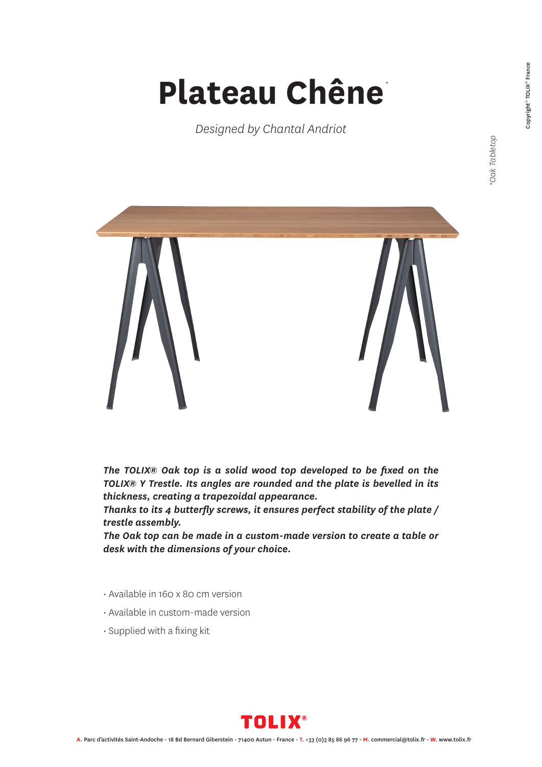# Plateau Chêne*

*Designed by Chantal Andriot*

*Oak Tabletop

***The TOLIX® Oak top is a solid wood top developed to be fixed on the TOLIX® Y Trestle. Its angles are rounded and the plate is bevelled in its thickness, creating a trapezoidal appearance.***
***Thanks to its 4 butterfly screws, it ensures perfect stability of the plate / trestle assembly.***
***The Oak top can be made in a custom-made version to create a table or desk with the dimensions of your choice.***

- Available in 160 x 80 cm version
- Available in custom-made version
- Supplied with a fixing kit

**TOLIX®**

A. Parc d'activités Saint-Andoche - 18 Bd Bernard Giberstein - 71400 Autun - France - T. +33 (0)3 85 86 96 77 - M. commercial@tolix.fr - W. www.tolix.fr

Copyright© TOLIX® France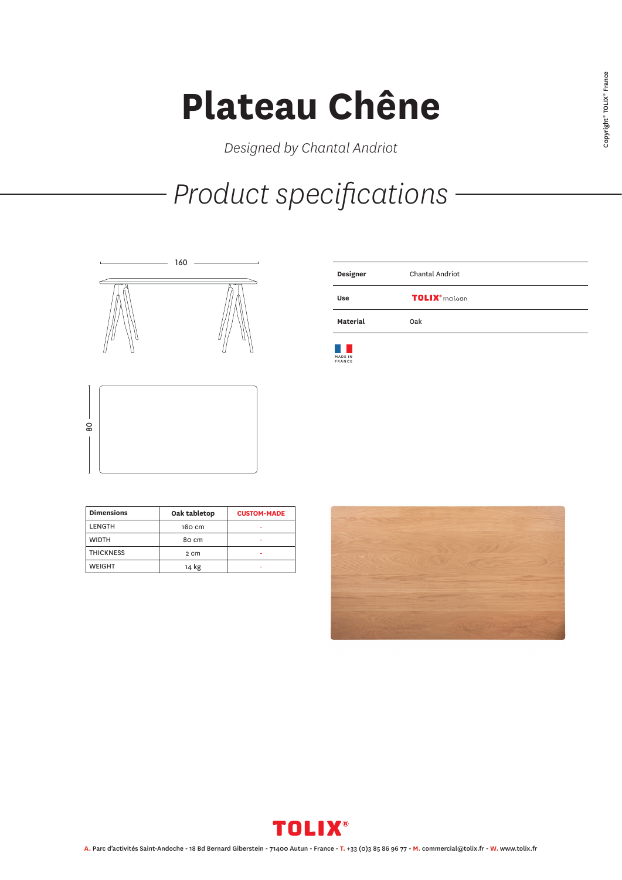# Plateau Chêne

*Designed by Chantal Andriot*

## *Product specifications*

160

80

| | |
|---|---|
| **Designer** | Chantal Andriot |
| **Use** | TOLIX® maison |
| **Material** | Oak |

MADE IN FRANCE

| Dimensions | Oak tabletop | CUSTOM-MADE |
|---|---|---|
| LENGTH | 160 cm | - |
| WIDTH | 80 cm | - |
| THICKNESS | 2 cm | - |
| WEIGHT | 14 kg | - |

TOLIX®

**A.** Parc d'activités Saint-Andoche - 18 Bd Bernard Giberstein - 71400 Autun - France - **T.** +33 (0)3 85 86 96 77 - **M.** commercial@tolix.fr - **W.** www.tolix.fr